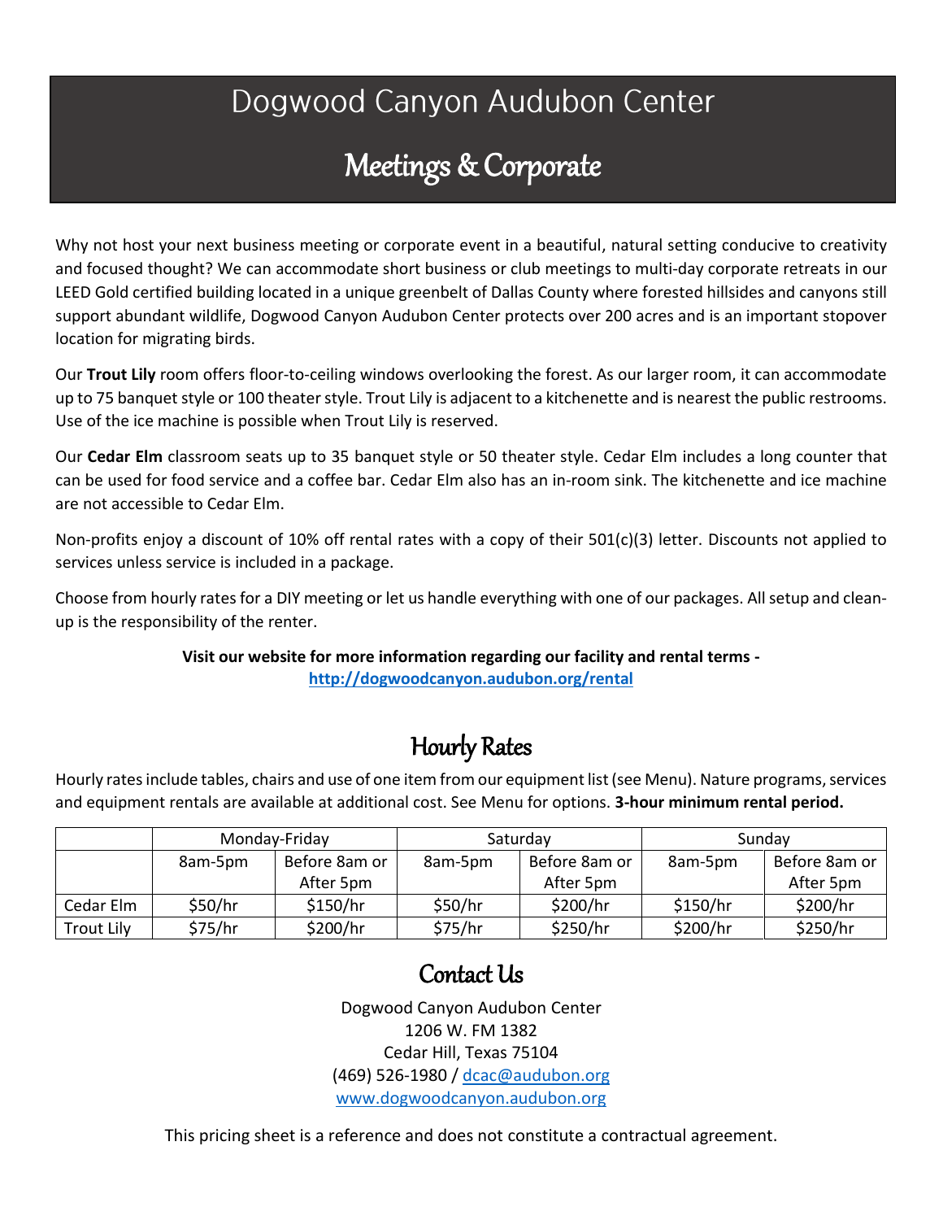# Dogwood Canyon Audubon Center

## Meetings & Corporate

Why not host your next business meeting or corporate event in a beautiful, natural setting conducive to creativity and focused thought? We can accommodate short business or club meetings to multi-day corporate retreats in our LEED Gold certified building located in a unique greenbelt of Dallas County where forested hillsides and canyons still support abundant wildlife, Dogwood Canyon Audubon Center protects over 200 acres and is an important stopover location for migrating birds.

Our **Trout Lily** room offers floor-to-ceiling windows overlooking the forest. As our larger room, it can accommodate up to 75 banquet style or 100 theater style. Trout Lily is adjacent to a kitchenette and is nearest the public restrooms. Use of the ice machine is possible when Trout Lily is reserved.

Our **Cedar Elm** classroom seats up to 35 banquet style or 50 theater style. Cedar Elm includes a long counter that can be used for food service and a coffee bar. Cedar Elm also has an in-room sink. The kitchenette and ice machine are not accessible to Cedar Elm.

Non-profits enjoy a discount of 10% off rental rates with a copy of their 501(c)(3) letter. Discounts not applied to services unless service is included in a package.

Choose from hourly rates for a DIY meeting or let us handle everything with one of our packages. All setup and clean-up is the responsibility of the renter.

**Visit our website for more information regarding our facility and rental terms - [http://dogwoodcanyon.audubon.org/rental](http://dogwoodcanyon.audubon.org/rental)**

## Hourly Rates

Hourly rates include tables, chairs and use of one item from our equipment list (see Menu). Nature programs, services and equipment rentals are available at additional cost. See Menu for options. **3-hour minimum rental period.**

| | Monday-Friday | | Saturday | | Sunday | |
|---|---|---|---|---|---|---|
| | 8am-5pm | Before 8am or After 5pm | 8am-5pm | Before 8am or After 5pm | 8am-5pm | Before 8am or After 5pm |
| Cedar Elm | $50/hr | $150/hr | $50/hr | $200/hr | $150/hr | $200/hr |
| Trout Lily | $75/hr | $200/hr | $75/hr | $250/hr | $200/hr | $250/hr |

## Contact Us

Dogwood Canyon Audubon Center
1206 W. FM 1382
Cedar Hill, Texas 75104
(469) 526-1980 / [dcac@audubon.org](mailto:dcac@audubon.org)
[www.dogwoodcanyon.audubon.org](http://www.dogwoodcanyon.audubon.org)

This pricing sheet is a reference and does not constitute a contractual agreement.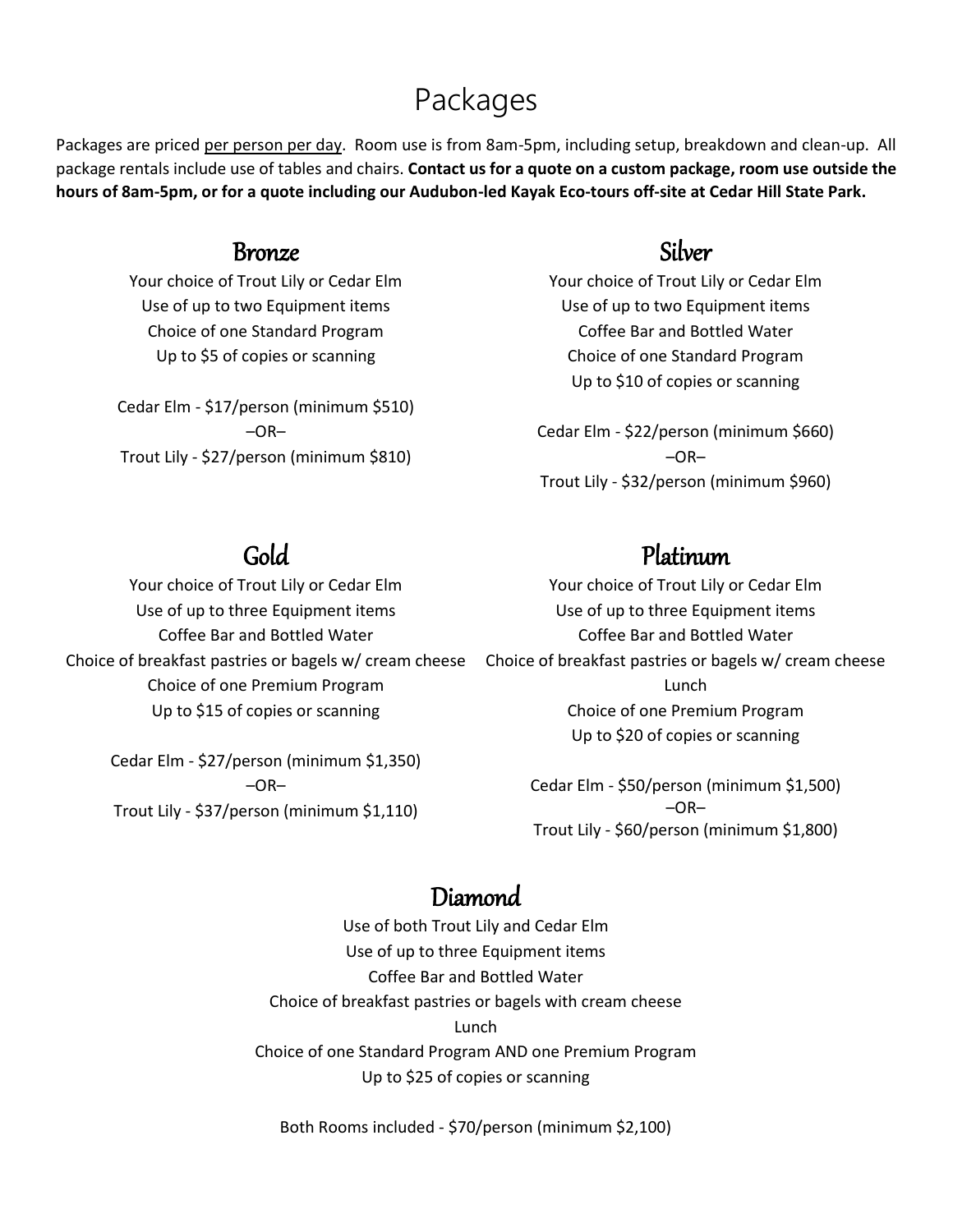# Packages

Packages are priced per person per day. Room use is from 8am-5pm, including setup, breakdown and clean-up. All package rentals include use of tables and chairs. **Contact us for a quote on a custom package, room use outside the hours of 8am-5pm, or for a quote including our Audubon-led Kayak Eco-tours off-site at Cedar Hill State Park.**

## Bronze

Your choice of Trout Lily or Cedar Elm
Use of up to two Equipment items
Choice of one Standard Program
Up to $5 of copies or scanning

Cedar Elm - $17/person (minimum $510)
–OR–
Trout Lily - $27/person (minimum $810)

## Silver

Your choice of Trout Lily or Cedar Elm
Use of up to two Equipment items
Coffee Bar and Bottled Water
Choice of one Standard Program
Up to $10 of copies or scanning

Cedar Elm - $22/person (minimum $660)
–OR–
Trout Lily - $32/person (minimum $960)

## Gold

Your choice of Trout Lily or Cedar Elm
Use of up to three Equipment items
Coffee Bar and Bottled Water
Choice of breakfast pastries or bagels w/ cream cheese
Choice of one Premium Program
Up to $15 of copies or scanning

Cedar Elm - $27/person (minimum $1,350)
–OR–
Trout Lily - $37/person (minimum $1,110)

## Platinum

Your choice of Trout Lily or Cedar Elm
Use of up to three Equipment items
Coffee Bar and Bottled Water
Choice of breakfast pastries or bagels w/ cream cheese
Lunch
Choice of one Premium Program
Up to $20 of copies or scanning

Cedar Elm - $50/person (minimum $1,500)
–OR–
Trout Lily - $60/person (minimum $1,800)

## Diamond

Use of both Trout Lily and Cedar Elm
Use of up to three Equipment items
Coffee Bar and Bottled Water
Choice of breakfast pastries or bagels with cream cheese
Lunch
Choice of one Standard Program AND one Premium Program
Up to $25 of copies or scanning

Both Rooms included - $70/person (minimum $2,100)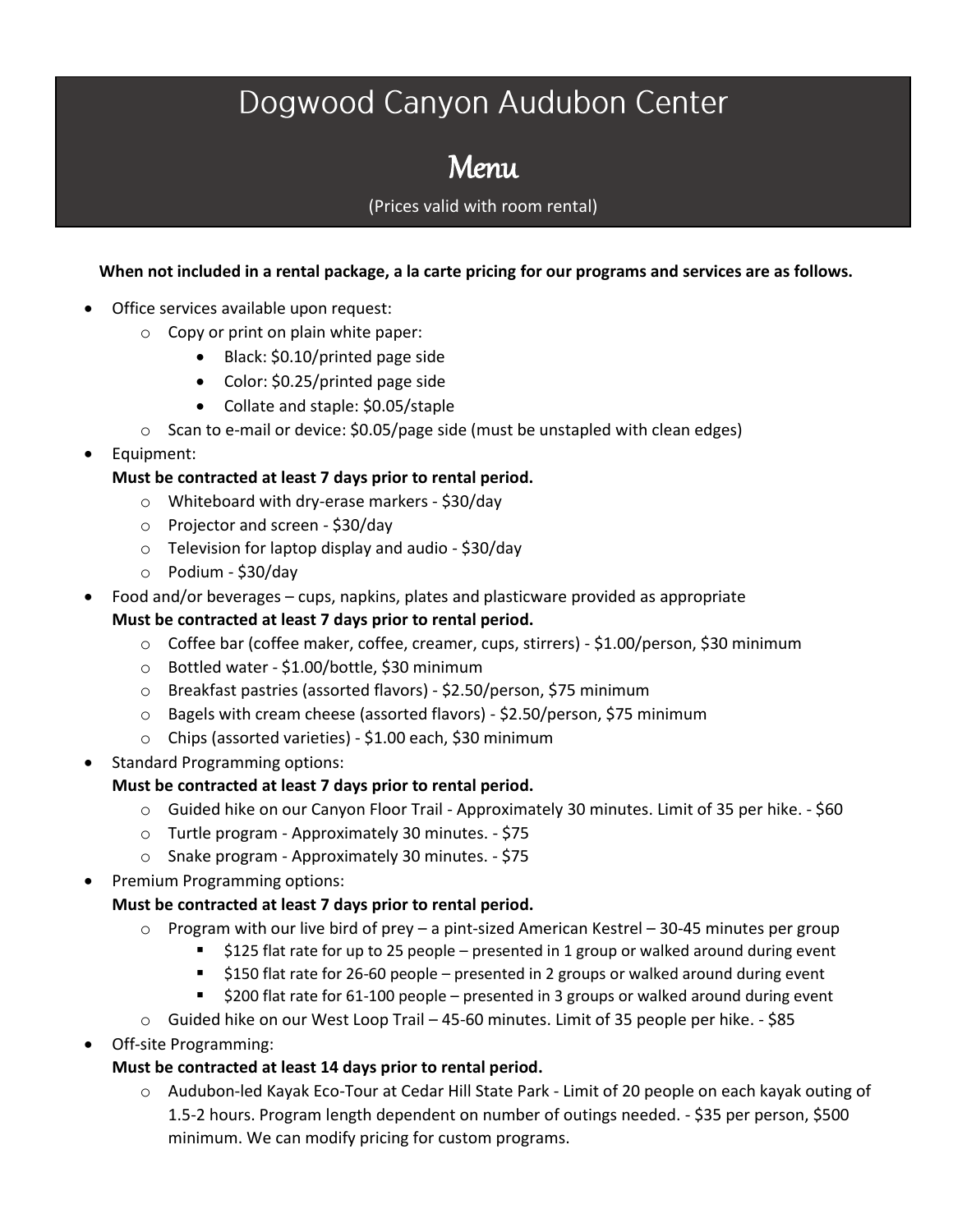# Dogwood Canyon Audubon Center

## Menu

(Prices valid with room rental)

**When not included in a rental package, a la carte pricing for our programs and services are as follows.**

- Office services available upon request:
    - Copy or print on plain white paper:
        - Black: $0.10/printed page side
        - Color: $0.25/printed page side
        - Collate and staple: $0.05/staple
    - Scan to e-mail or device: $0.05/page side (must be unstapled with clean edges)
- Equipment:
  **Must be contracted at least 7 days prior to rental period.**
    - Whiteboard with dry-erase markers - $30/day
    - Projector and screen - $30/day
    - Television for laptop display and audio - $30/day
    - Podium - $30/day
- Food and/or beverages – cups, napkins, plates and plasticware provided as appropriate
  **Must be contracted at least 7 days prior to rental period.**
    - Coffee bar (coffee maker, coffee, creamer, cups, stirrers) - $1.00/person, $30 minimum
    - Bottled water - $1.00/bottle, $30 minimum
    - Breakfast pastries (assorted flavors) - $2.50/person, $75 minimum
    - Bagels with cream cheese (assorted flavors) - $2.50/person, $75 minimum
    - Chips (assorted varieties) - $1.00 each, $30 minimum
- Standard Programming options:
  **Must be contracted at least 7 days prior to rental period.**
    - Guided hike on our Canyon Floor Trail - Approximately 30 minutes. Limit of 35 per hike. - $60
    - Turtle program - Approximately 30 minutes. - $75
    - Snake program - Approximately 30 minutes. - $75
- Premium Programming options:
  **Must be contracted at least 7 days prior to rental period.**
    - Program with our live bird of prey – a pint-sized American Kestrel – 30-45 minutes per group
        - $125 flat rate for up to 25 people – presented in 1 group or walked around during event
        - $150 flat rate for 26-60 people – presented in 2 groups or walked around during event
        - $200 flat rate for 61-100 people – presented in 3 groups or walked around during event
    - Guided hike on our West Loop Trail – 45-60 minutes. Limit of 35 people per hike. - $85
- Off-site Programming:
  **Must be contracted at least 14 days prior to rental period.**
    - Audubon-led Kayak Eco-Tour at Cedar Hill State Park - Limit of 20 people on each kayak outing of 1.5-2 hours. Program length dependent on number of outings needed. - $35 per person, $500 minimum. We can modify pricing for custom programs.